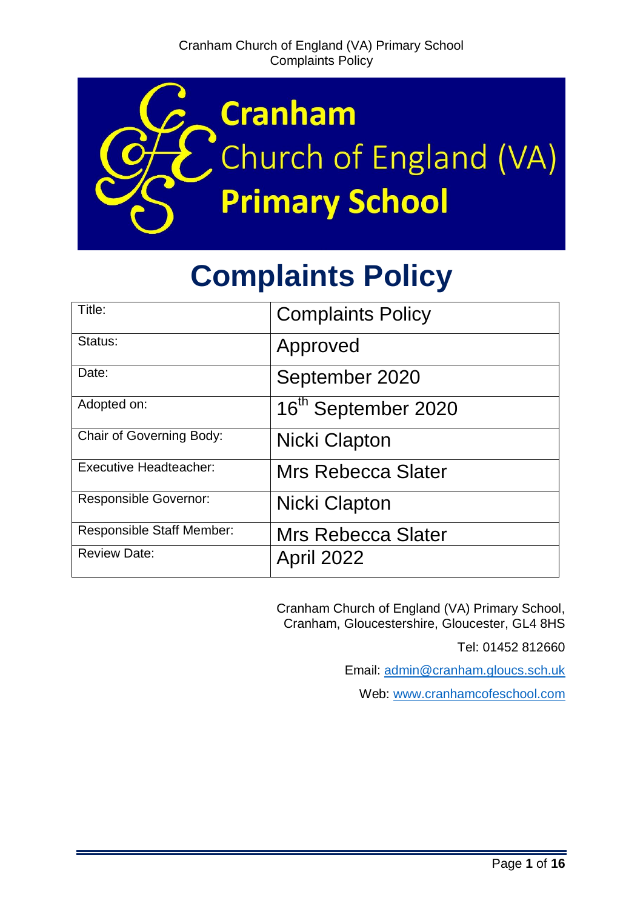# Cranham Church of England (VA) Primary School

# Complaints Policy

| Title: | Complaints Policy |
|---|---|
| Status: | Approved |
| Date: | September 2020 |
| Adopted on: | 16th September 2020 |
| Chair of Governing Body: | Nicki Clapton |
| Executive Headteacher: | Mrs Rebecca Slater |
| Responsible Governor: | Nicki Clapton |
| Responsible Staff Member: | Mrs Rebecca Slater |
| Review Date: | April 2022 |

Cranham Church of England (VA) Primary School, Cranham, Gloucestershire, Gloucester, GL4 8HS

Tel: 01452 812660

Email: admin@cranham.gloucs.sch.uk

Web: www.cranhamcofeschool.com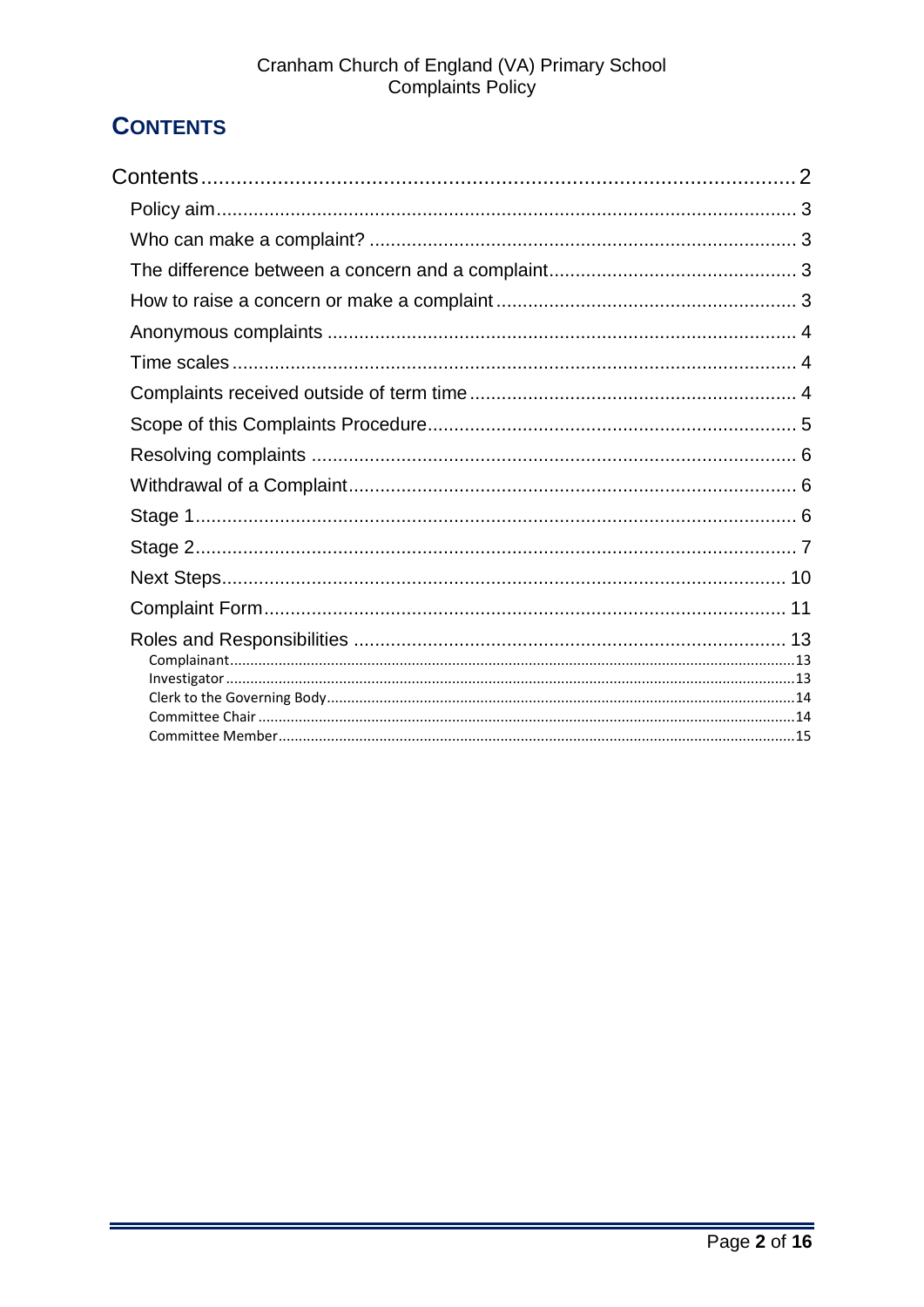# CONTENTS

Contents .......................................................... 2

- Policy aim .......................................................... 3
- Who can make a complaint? .......................................................... 3
- The difference between a concern and a complaint .......................................................... 3
- How to raise a concern or make a complaint .......................................................... 3
- Anonymous complaints .......................................................... 4
- Time scales .......................................................... 4
- Complaints received outside of term time .......................................................... 4
- Scope of this Complaints Procedure .......................................................... 5
- Resolving complaints .......................................................... 6
- Withdrawal of a Complaint .......................................................... 6
- Stage 1 .......................................................... 6
- Stage 2 .......................................................... 7
- Next Steps .......................................................... 10
- Complaint Form .......................................................... 11
- Roles and Responsibilities .......................................................... 13
  - Complainant .......................................................... 13
  - Investigator .......................................................... 13
  - Clerk to the Governing Body .......................................................... 14
  - Committee Chair .......................................................... 14
  - Committee Member .......................................................... 15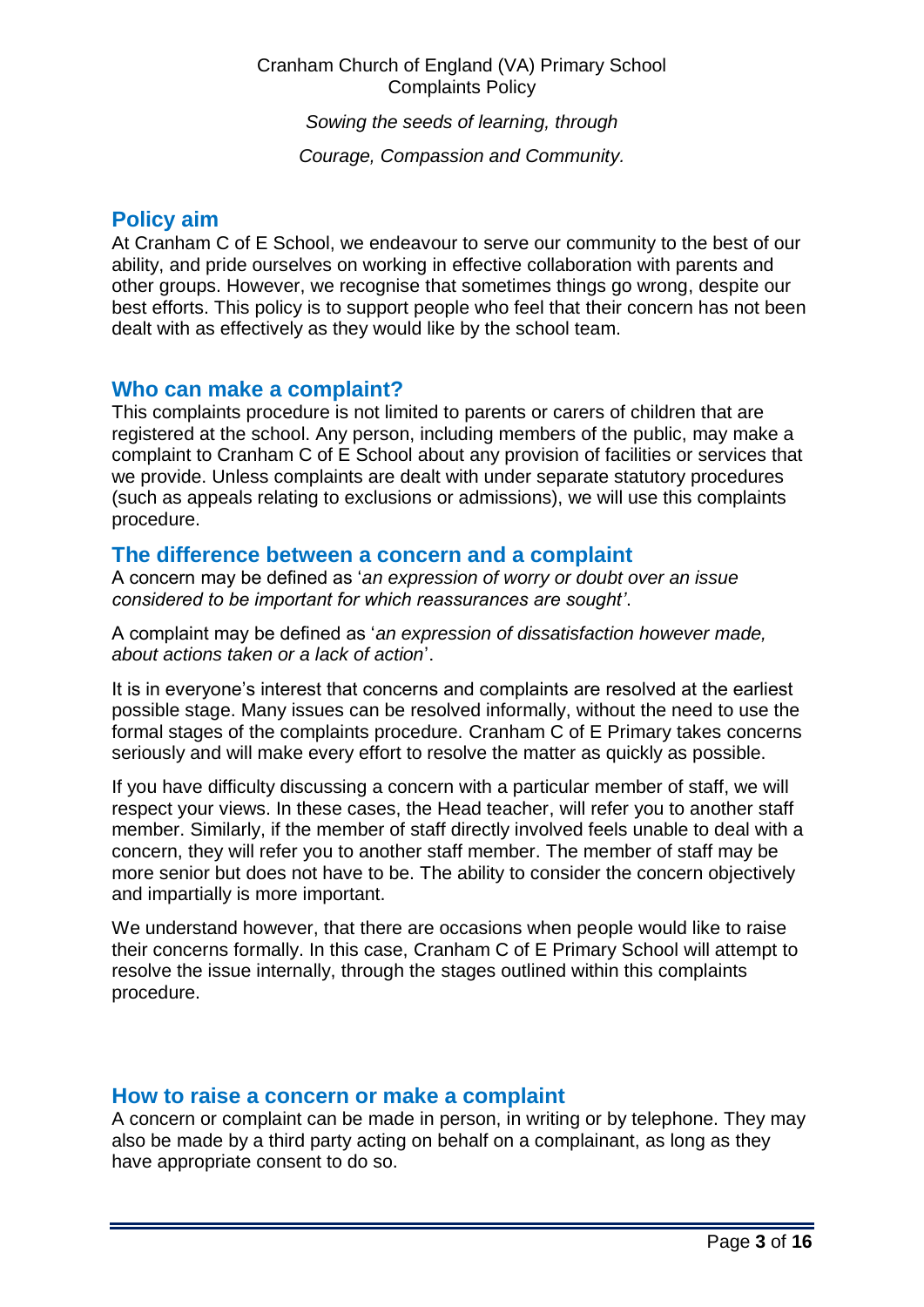## Policy aim

At Cranham C of E School, we endeavour to serve our community to the best of our ability, and pride ourselves on working in effective collaboration with parents and other groups. However, we recognise that sometimes things go wrong, despite our best efforts. This policy is to support people who feel that their concern has not been dealt with as effectively as they would like by the school team.

## Who can make a complaint?

This complaints procedure is not limited to parents or carers of children that are registered at the school. Any person, including members of the public, may make a complaint to Cranham C of E School about any provision of facilities or services that we provide. Unless complaints are dealt with under separate statutory procedures (such as appeals relating to exclusions or admissions), we will use this complaints procedure.

## The difference between a concern and a complaint

A concern may be defined as '*an expression of worry or doubt over an issue considered to be important for which reassurances are sought'*.

A complaint may be defined as '*an expression of dissatisfaction however made, about actions taken or a lack of action*'.

It is in everyone's interest that concerns and complaints are resolved at the earliest possible stage. Many issues can be resolved informally, without the need to use the formal stages of the complaints procedure. Cranham C of E Primary takes concerns seriously and will make every effort to resolve the matter as quickly as possible.

If you have difficulty discussing a concern with a particular member of staff, we will respect your views. In these cases, the Head teacher, will refer you to another staff member. Similarly, if the member of staff directly involved feels unable to deal with a concern, they will refer you to another staff member. The member of staff may be more senior but does not have to be. The ability to consider the concern objectively and impartially is more important.

We understand however, that there are occasions when people would like to raise their concerns formally. In this case, Cranham C of E Primary School will attempt to resolve the issue internally, through the stages outlined within this complaints procedure.

## How to raise a concern or make a complaint

A concern or complaint can be made in person, in writing or by telephone. They may also be made by a third party acting on behalf on a complainant, as long as they have appropriate consent to do so.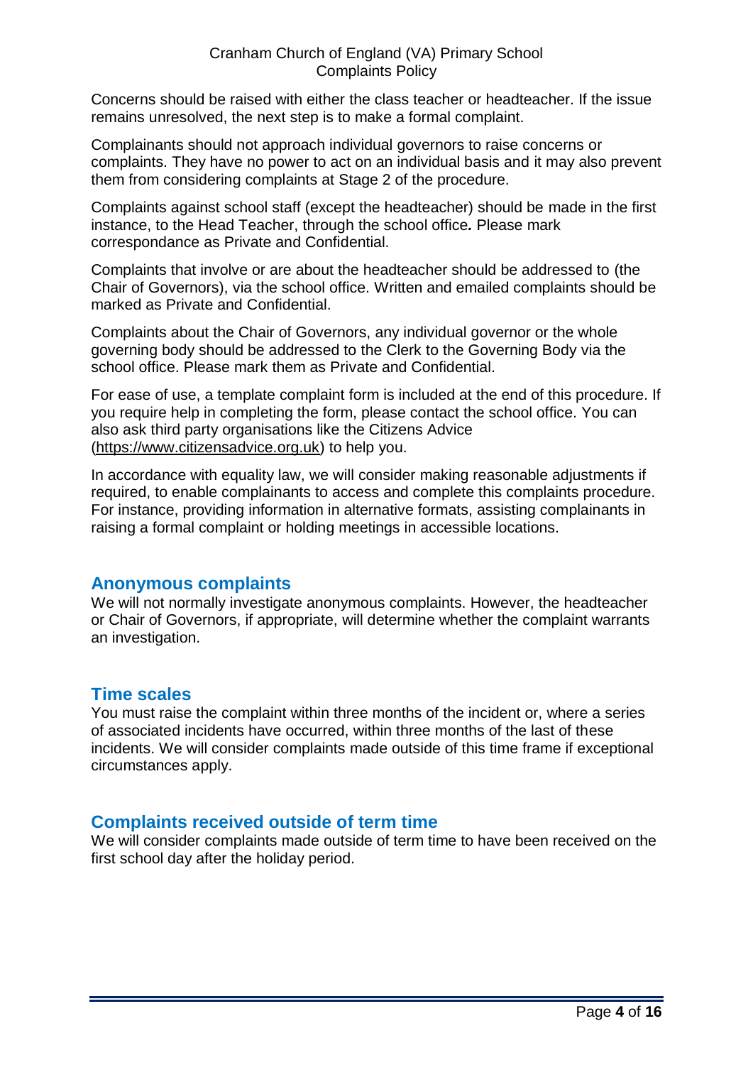Concerns should be raised with either the class teacher or headteacher. If the issue remains unresolved, the next step is to make a formal complaint.

Complainants should not approach individual governors to raise concerns or complaints. They have no power to act on an individual basis and it may also prevent them from considering complaints at Stage 2 of the procedure.

Complaints against school staff (except the headteacher) should be made in the first instance, to the Head Teacher, through the school office***.*** Please mark correspondance as Private and Confidential.

Complaints that involve or are about the headteacher should be addressed to (the Chair of Governors), via the school office. Written and emailed complaints should be marked as Private and Confidential.

Complaints about the Chair of Governors, any individual governor or the whole governing body should be addressed to the Clerk to the Governing Body via the school office. Please mark them as Private and Confidential.

For ease of use, a template complaint form is included at the end of this procedure. If you require help in completing the form, please contact the school office. You can also ask third party organisations like the Citizens Advice (https://www.citizensadvice.org.uk) to help you.

In accordance with equality law, we will consider making reasonable adjustments if required, to enable complainants to access and complete this complaints procedure. For instance, providing information in alternative formats, assisting complainants in raising a formal complaint or holding meetings in accessible locations.

## Anonymous complaints

We will not normally investigate anonymous complaints. However, the headteacher or Chair of Governors, if appropriate, will determine whether the complaint warrants an investigation.

## Time scales

You must raise the complaint within three months of the incident or, where a series of associated incidents have occurred, within three months of the last of these incidents. We will consider complaints made outside of this time frame if exceptional circumstances apply.

## Complaints received outside of term time

We will consider complaints made outside of term time to have been received on the first school day after the holiday period.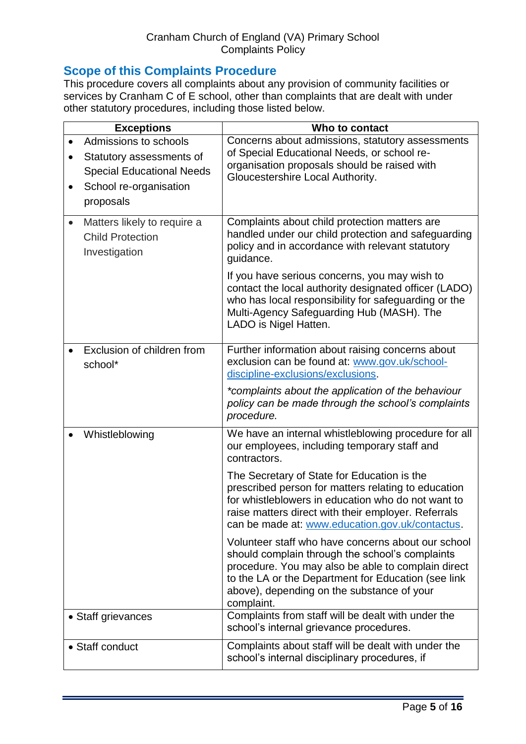## Scope of this Complaints Procedure

This procedure covers all complaints about any provision of community facilities or services by Cranham C of E school, other than complaints that are dealt with under other statutory procedures, including those listed below.

| Exceptions | Who to contact |
|---|---|
| • Admissions to schools<br>• Statutory assessments of Special Educational Needs<br>• School re-organisation proposals | Concerns about admissions, statutory assessments of Special Educational Needs, or school re-organisation proposals should be raised with Gloucestershire Local Authority. |
| • Matters likely to require a Child Protection Investigation | Complaints about child protection matters are handled under our child protection and safeguarding policy and in accordance with relevant statutory guidance.<br><br>If you have serious concerns, you may wish to contact the local authority designated officer (LADO) who has local responsibility for safeguarding or the Multi-Agency Safeguarding Hub (MASH). The LADO is Nigel Hatten. |
| • Exclusion of children from school* | Further information about raising concerns about exclusion can be found at: [www.gov.uk/school-discipline-exclusions/exclusions](www.gov.uk/school-discipline-exclusions/exclusions).<br><br>*\*complaints about the application of the behaviour policy can be made through the school's complaints procedure.* |
| • Whistleblowing | We have an internal whistleblowing procedure for all our employees, including temporary staff and contractors.<br><br>The Secretary of State for Education is the prescribed person for matters relating to education for whistleblowers in education who do not want to raise matters direct with their employer. Referrals can be made at: [www.education.gov.uk/contactus](www.education.gov.uk/contactus).<br><br>Volunteer staff who have concerns about our school should complain through the school's complaints procedure. You may also be able to complain direct to the LA or the Department for Education (see link above), depending on the substance of your complaint. |
| • Staff grievances | Complaints from staff will be dealt with under the school's internal grievance procedures. |
| • Staff conduct | Complaints about staff will be dealt with under the school's internal disciplinary procedures, if |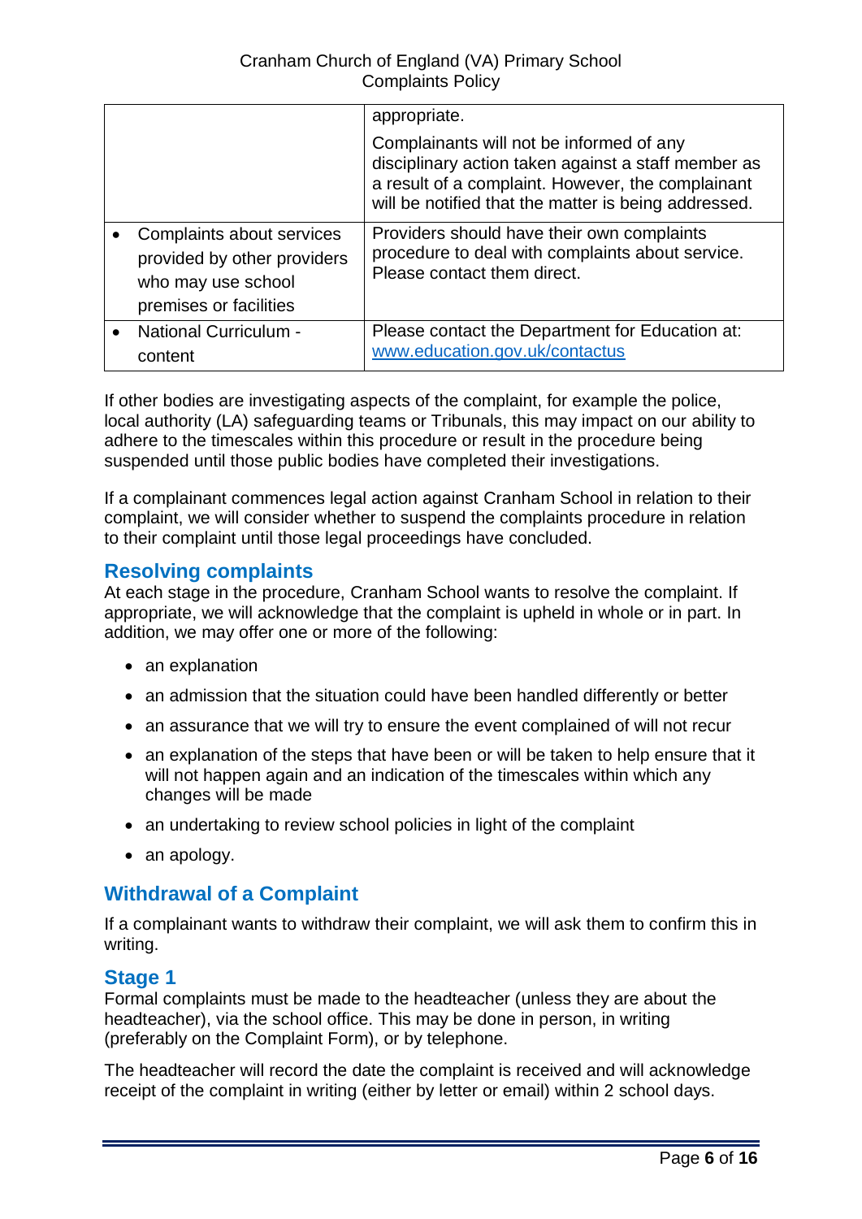| | |
|---|---|
| | appropriate.<br><br>Complainants will not be informed of any disciplinary action taken against a staff member as a result of a complaint. However, the complainant will be notified that the matter is being addressed. |
| • Complaints about services provided by other providers who may use school premises or facilities | Providers should have their own complaints procedure to deal with complaints about service. Please contact them direct. |
| • National Curriculum - content | Please contact the Department for Education at: www.education.gov.uk/contactus |

If other bodies are investigating aspects of the complaint, for example the police, local authority (LA) safeguarding teams or Tribunals, this may impact on our ability to adhere to the timescales within this procedure or result in the procedure being suspended until those public bodies have completed their investigations.

If a complainant commences legal action against Cranham School in relation to their complaint, we will consider whether to suspend the complaints procedure in relation to their complaint until those legal proceedings have concluded.

## Resolving complaints

At each stage in the procedure, Cranham School wants to resolve the complaint. If appropriate, we will acknowledge that the complaint is upheld in whole or in part. In addition, we may offer one or more of the following:

- an explanation
- an admission that the situation could have been handled differently or better
- an assurance that we will try to ensure the event complained of will not recur
- an explanation of the steps that have been or will be taken to help ensure that it will not happen again and an indication of the timescales within which any changes will be made
- an undertaking to review school policies in light of the complaint
- an apology.

## Withdrawal of a Complaint

If a complainant wants to withdraw their complaint, we will ask them to confirm this in writing.

## Stage 1

Formal complaints must be made to the headteacher (unless they are about the headteacher), via the school office. This may be done in person, in writing (preferably on the Complaint Form), or by telephone.

The headteacher will record the date the complaint is received and will acknowledge receipt of the complaint in writing (either by letter or email) within 2 school days.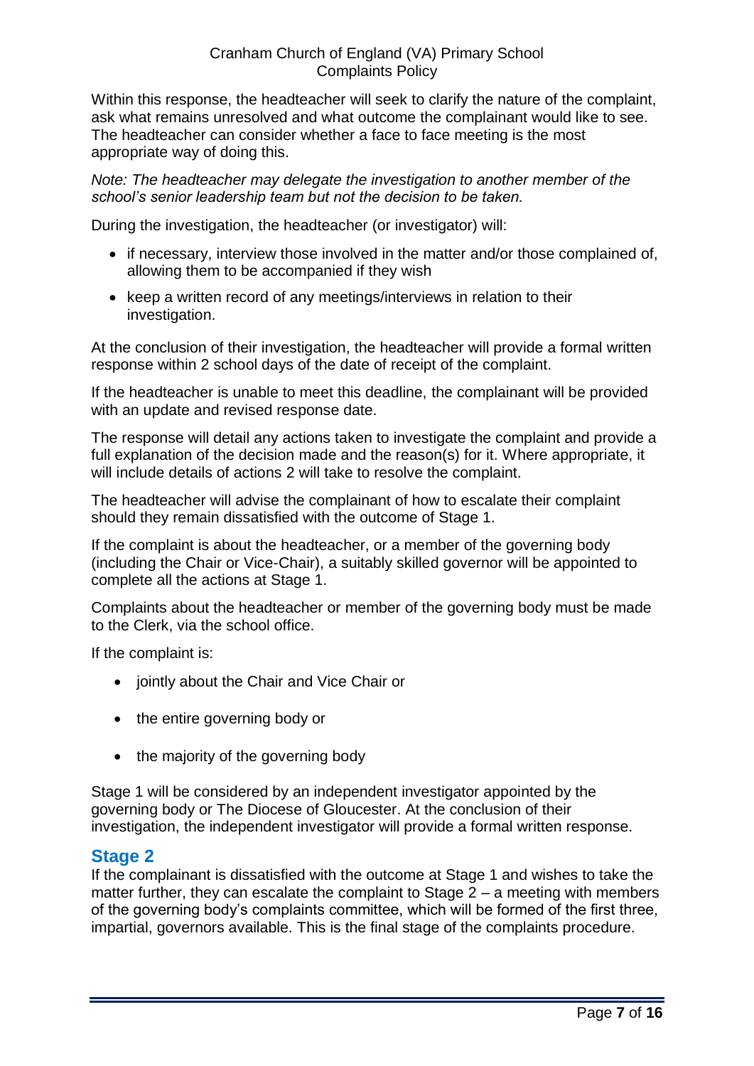Within this response, the headteacher will seek to clarify the nature of the complaint, ask what remains unresolved and what outcome the complainant would like to see. The headteacher can consider whether a face to face meeting is the most appropriate way of doing this.

*Note: The headteacher may delegate the investigation to another member of the school's senior leadership team but not the decision to be taken.*

During the investigation, the headteacher (or investigator) will:

- if necessary, interview those involved in the matter and/or those complained of, allowing them to be accompanied if they wish
- keep a written record of any meetings/interviews in relation to their investigation.

At the conclusion of their investigation, the headteacher will provide a formal written response within 2 school days of the date of receipt of the complaint.

If the headteacher is unable to meet this deadline, the complainant will be provided with an update and revised response date.

The response will detail any actions taken to investigate the complaint and provide a full explanation of the decision made and the reason(s) for it. Where appropriate, it will include details of actions 2 will take to resolve the complaint.

The headteacher will advise the complainant of how to escalate their complaint should they remain dissatisfied with the outcome of Stage 1.

If the complaint is about the headteacher, or a member of the governing body (including the Chair or Vice-Chair), a suitably skilled governor will be appointed to complete all the actions at Stage 1.

Complaints about the headteacher or member of the governing body must be made to the Clerk, via the school office.

If the complaint is:

- jointly about the Chair and Vice Chair or
- the entire governing body or
- the majority of the governing body

Stage 1 will be considered by an independent investigator appointed by the governing body or The Diocese of Gloucester. At the conclusion of their investigation, the independent investigator will provide a formal written response.

## Stage 2

If the complainant is dissatisfied with the outcome at Stage 1 and wishes to take the matter further, they can escalate the complaint to Stage 2 – a meeting with members of the governing body's complaints committee, which will be formed of the first three, impartial, governors available. This is the final stage of the complaints procedure.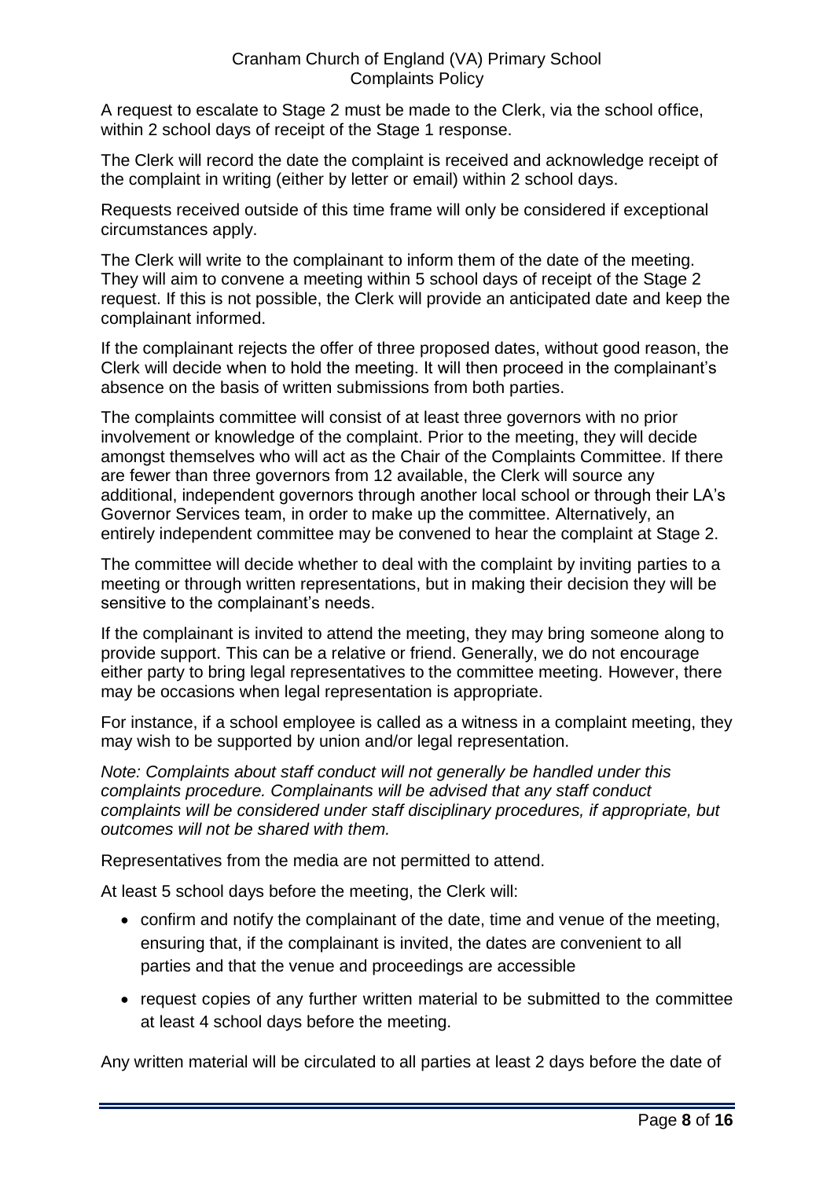A request to escalate to Stage 2 must be made to the Clerk, via the school office, within 2 school days of receipt of the Stage 1 response.

The Clerk will record the date the complaint is received and acknowledge receipt of the complaint in writing (either by letter or email) within 2 school days.

Requests received outside of this time frame will only be considered if exceptional circumstances apply.

The Clerk will write to the complainant to inform them of the date of the meeting. They will aim to convene a meeting within 5 school days of receipt of the Stage 2 request. If this is not possible, the Clerk will provide an anticipated date and keep the complainant informed.

If the complainant rejects the offer of three proposed dates, without good reason, the Clerk will decide when to hold the meeting. It will then proceed in the complainant's absence on the basis of written submissions from both parties.

The complaints committee will consist of at least three governors with no prior involvement or knowledge of the complaint. Prior to the meeting, they will decide amongst themselves who will act as the Chair of the Complaints Committee. If there are fewer than three governors from 12 available, the Clerk will source any additional, independent governors through another local school or through their LA's Governor Services team, in order to make up the committee. Alternatively, an entirely independent committee may be convened to hear the complaint at Stage 2.

The committee will decide whether to deal with the complaint by inviting parties to a meeting or through written representations, but in making their decision they will be sensitive to the complainant's needs.

If the complainant is invited to attend the meeting, they may bring someone along to provide support. This can be a relative or friend. Generally, we do not encourage either party to bring legal representatives to the committee meeting. However, there may be occasions when legal representation is appropriate.

For instance, if a school employee is called as a witness in a complaint meeting, they may wish to be supported by union and/or legal representation.

*Note: Complaints about staff conduct will not generally be handled under this complaints procedure. Complainants will be advised that any staff conduct complaints will be considered under staff disciplinary procedures, if appropriate, but outcomes will not be shared with them.*

Representatives from the media are not permitted to attend.

At least 5 school days before the meeting, the Clerk will:

- confirm and notify the complainant of the date, time and venue of the meeting, ensuring that, if the complainant is invited, the dates are convenient to all parties and that the venue and proceedings are accessible
- request copies of any further written material to be submitted to the committee at least 4 school days before the meeting.

Any written material will be circulated to all parties at least 2 days before the date of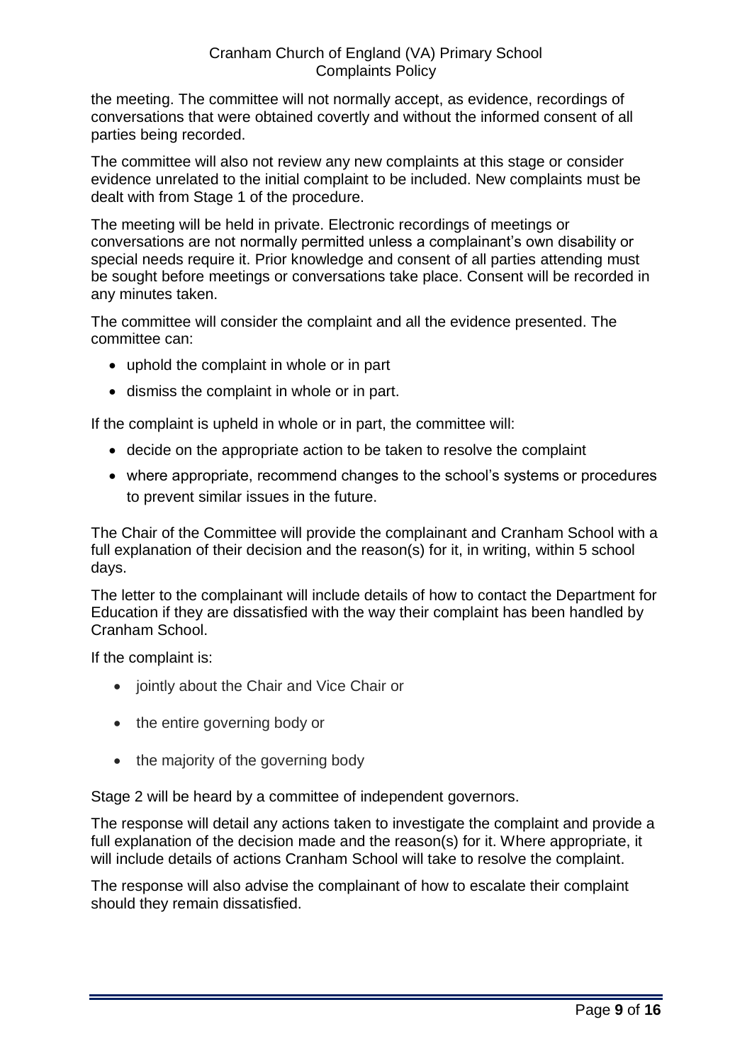the meeting. The committee will not normally accept, as evidence, recordings of conversations that were obtained covertly and without the informed consent of all parties being recorded.

The committee will also not review any new complaints at this stage or consider evidence unrelated to the initial complaint to be included. New complaints must be dealt with from Stage 1 of the procedure.

The meeting will be held in private. Electronic recordings of meetings or conversations are not normally permitted unless a complainant's own disability or special needs require it. Prior knowledge and consent of all parties attending must be sought before meetings or conversations take place. Consent will be recorded in any minutes taken.

The committee will consider the complaint and all the evidence presented. The committee can:

- uphold the complaint in whole or in part
- dismiss the complaint in whole or in part.

If the complaint is upheld in whole or in part, the committee will:

- decide on the appropriate action to be taken to resolve the complaint
- where appropriate, recommend changes to the school's systems or procedures to prevent similar issues in the future.

The Chair of the Committee will provide the complainant and Cranham School with a full explanation of their decision and the reason(s) for it, in writing, within 5 school days.

The letter to the complainant will include details of how to contact the Department for Education if they are dissatisfied with the way their complaint has been handled by Cranham School.

If the complaint is:

- jointly about the Chair and Vice Chair or
- the entire governing body or
- the majority of the governing body

Stage 2 will be heard by a committee of independent governors.

The response will detail any actions taken to investigate the complaint and provide a full explanation of the decision made and the reason(s) for it. Where appropriate, it will include details of actions Cranham School will take to resolve the complaint.

The response will also advise the complainant of how to escalate their complaint should they remain dissatisfied.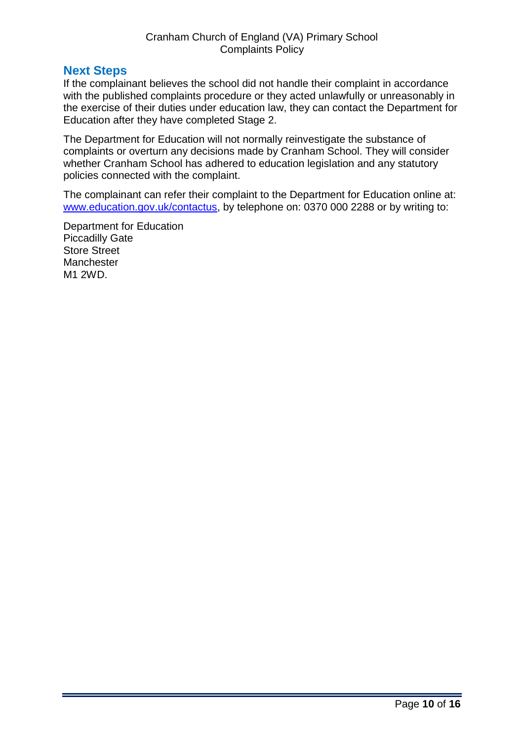## Next Steps

If the complainant believes the school did not handle their complaint in accordance with the published complaints procedure or they acted unlawfully or unreasonably in the exercise of their duties under education law, they can contact the Department for Education after they have completed Stage 2.

The Department for Education will not normally reinvestigate the substance of complaints or overturn any decisions made by Cranham School. They will consider whether Cranham School has adhered to education legislation and any statutory policies connected with the complaint.

The complainant can refer their complaint to the Department for Education online at: [www.education.gov.uk/contactus](www.education.gov.uk/contactus), by telephone on: 0370 000 2288 or by writing to:

Department for Education
Piccadilly Gate
Store Street
Manchester
M1 2WD.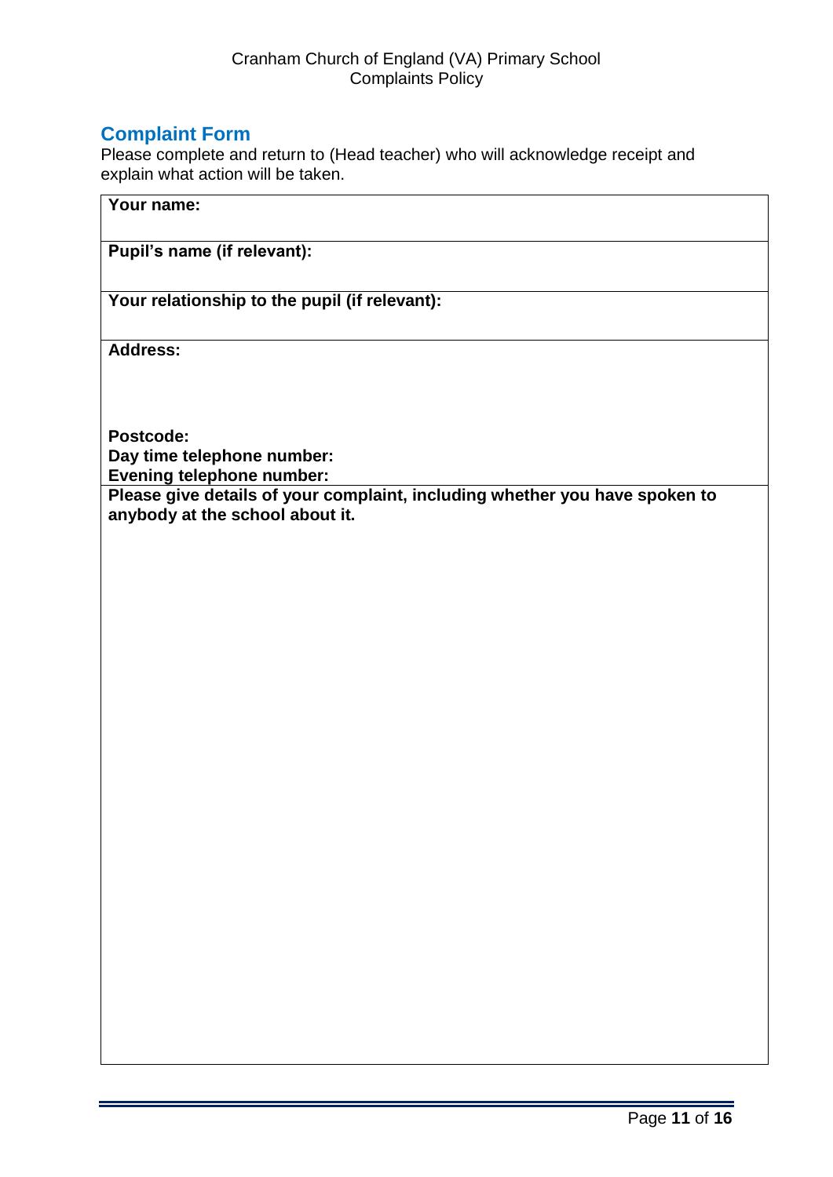## Complaint Form

Please complete and return to (Head teacher) who will acknowledge receipt and explain what action will be taken.

| **Your name:** |
|---|
| **Pupil's name (if relevant):** |
| **Your relationship to the pupil (if relevant):** |
| **Address:**<br><br><br>**Postcode:**<br>**Day time telephone number:**<br>**Evening telephone number:** |
| **Please give details of your complaint, including whether you have spoken to anybody at the school about it.** |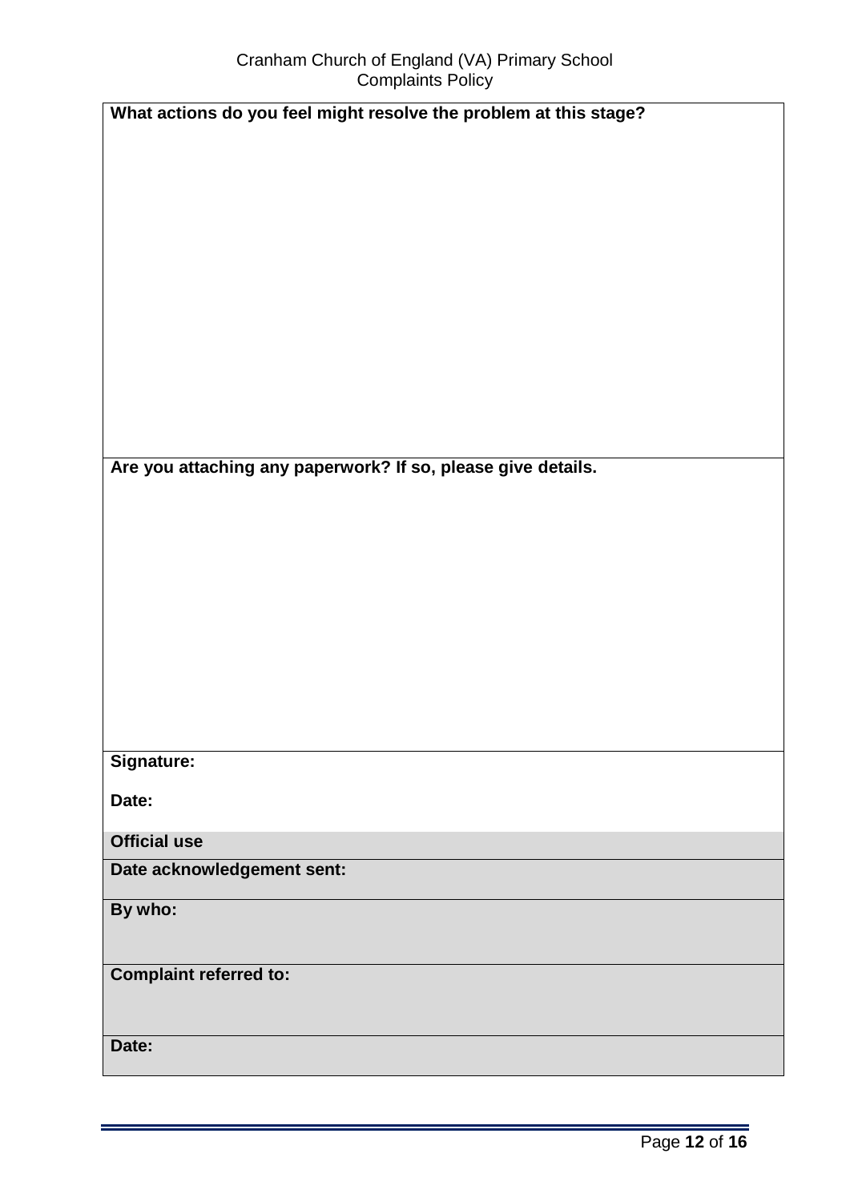| What actions do you feel might resolve the problem at this stage? |
|---|
| |
| **Are you attaching any paperwork? If so, please give details.** |
| |
| **Signature:**<br><br>**Date:** |
| **Official use** |
| **Date acknowledgement sent:** |
| **By who:** |
| **Complaint referred to:** |
| **Date:** |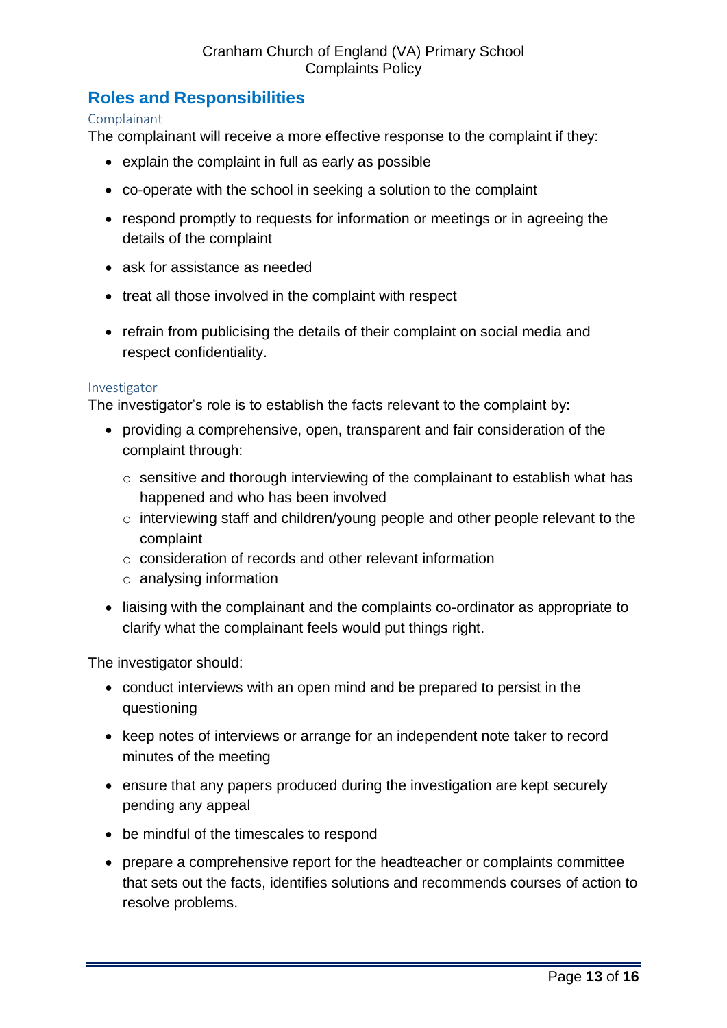## Roles and Responsibilities

### Complainant

The complainant will receive a more effective response to the complaint if they:

- explain the complaint in full as early as possible
- co-operate with the school in seeking a solution to the complaint
- respond promptly to requests for information or meetings or in agreeing the details of the complaint
- ask for assistance as needed
- treat all those involved in the complaint with respect
- refrain from publicising the details of their complaint on social media and respect confidentiality.

### Investigator

The investigator's role is to establish the facts relevant to the complaint by:

- providing a comprehensive, open, transparent and fair consideration of the complaint through:
  - sensitive and thorough interviewing of the complainant to establish what has happened and who has been involved
  - interviewing staff and children/young people and other people relevant to the complaint
  - consideration of records and other relevant information
  - analysing information
- liaising with the complainant and the complaints co-ordinator as appropriate to clarify what the complainant feels would put things right.

The investigator should:

- conduct interviews with an open mind and be prepared to persist in the questioning
- keep notes of interviews or arrange for an independent note taker to record minutes of the meeting
- ensure that any papers produced during the investigation are kept securely pending any appeal
- be mindful of the timescales to respond
- prepare a comprehensive report for the headteacher or complaints committee that sets out the facts, identifies solutions and recommends courses of action to resolve problems.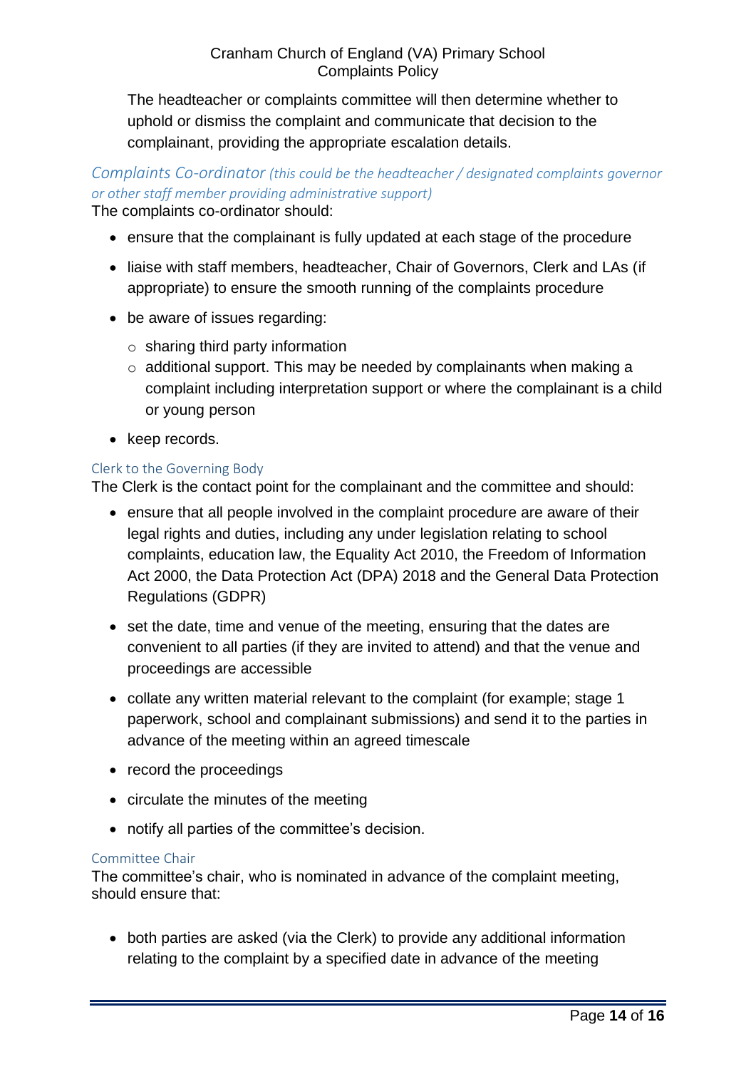The headteacher or complaints committee will then determine whether to uphold or dismiss the complaint and communicate that decision to the complainant, providing the appropriate escalation details.

### Complaints Co-ordinator *(this could be the headteacher / designated complaints governor or other staff member providing administrative support)*

The complaints co-ordinator should:

- ensure that the complainant is fully updated at each stage of the procedure
- liaise with staff members, headteacher, Chair of Governors, Clerk and LAs (if appropriate) to ensure the smooth running of the complaints procedure
- be aware of issues regarding:
  - sharing third party information
  - additional support. This may be needed by complainants when making a complaint including interpretation support or where the complainant is a child or young person
- keep records.

### Clerk to the Governing Body

The Clerk is the contact point for the complainant and the committee and should:

- ensure that all people involved in the complaint procedure are aware of their legal rights and duties, including any under legislation relating to school complaints, education law, the Equality Act 2010, the Freedom of Information Act 2000, the Data Protection Act (DPA) 2018 and the General Data Protection Regulations (GDPR)
- set the date, time and venue of the meeting, ensuring that the dates are convenient to all parties (if they are invited to attend) and that the venue and proceedings are accessible
- collate any written material relevant to the complaint (for example; stage 1 paperwork, school and complainant submissions) and send it to the parties in advance of the meeting within an agreed timescale
- record the proceedings
- circulate the minutes of the meeting
- notify all parties of the committee's decision.

### Committee Chair

The committee's chair, who is nominated in advance of the complaint meeting, should ensure that:

- both parties are asked (via the Clerk) to provide any additional information relating to the complaint by a specified date in advance of the meeting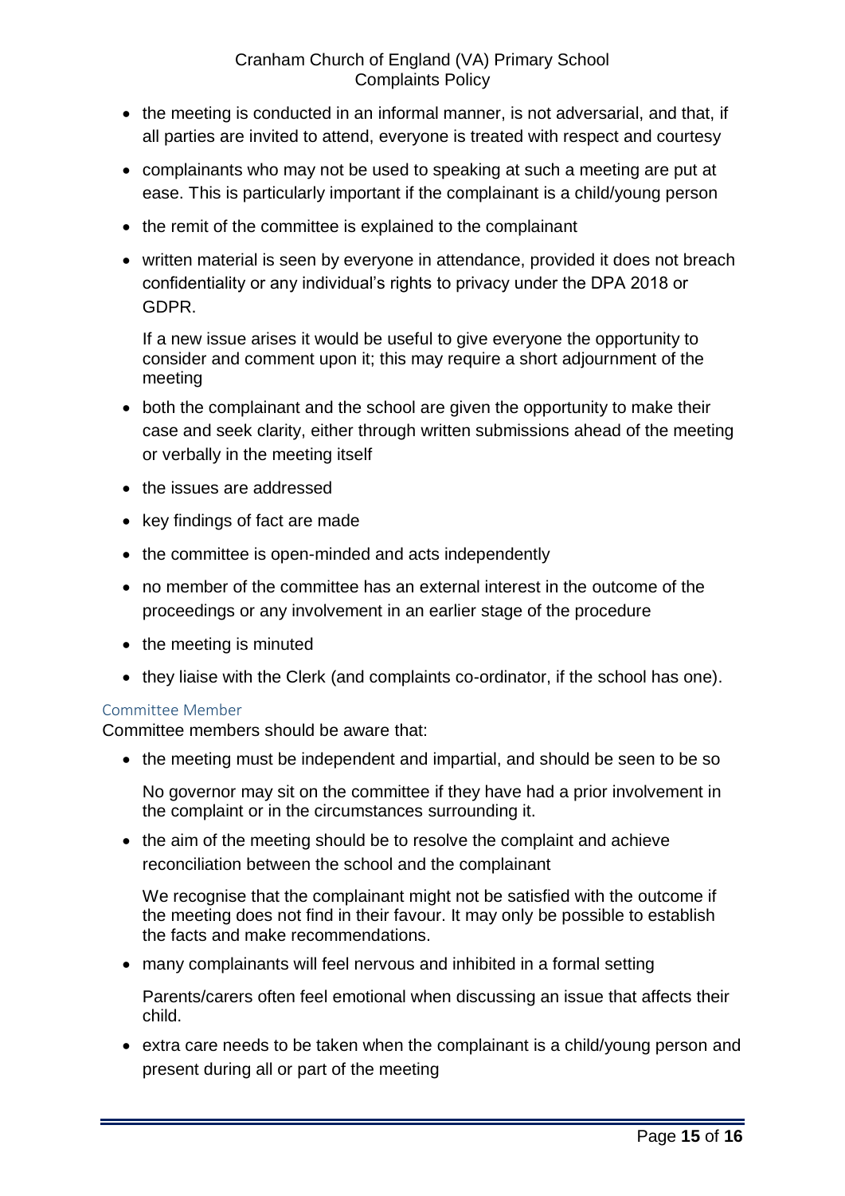- the meeting is conducted in an informal manner, is not adversarial, and that, if all parties are invited to attend, everyone is treated with respect and courtesy
- complainants who may not be used to speaking at such a meeting are put at ease. This is particularly important if the complainant is a child/young person
- the remit of the committee is explained to the complainant
- written material is seen by everyone in attendance, provided it does not breach confidentiality or any individual's rights to privacy under the DPA 2018 or GDPR.

  If a new issue arises it would be useful to give everyone the opportunity to consider and comment upon it; this may require a short adjournment of the meeting
- both the complainant and the school are given the opportunity to make their case and seek clarity, either through written submissions ahead of the meeting or verbally in the meeting itself
- the issues are addressed
- key findings of fact are made
- the committee is open-minded and acts independently
- no member of the committee has an external interest in the outcome of the proceedings or any involvement in an earlier stage of the procedure
- the meeting is minuted
- they liaise with the Clerk (and complaints co-ordinator, if the school has one).

#### Committee Member

Committee members should be aware that:

- the meeting must be independent and impartial, and should be seen to be so

  No governor may sit on the committee if they have had a prior involvement in the complaint or in the circumstances surrounding it.
- the aim of the meeting should be to resolve the complaint and achieve reconciliation between the school and the complainant

  We recognise that the complainant might not be satisfied with the outcome if the meeting does not find in their favour. It may only be possible to establish the facts and make recommendations.
- many complainants will feel nervous and inhibited in a formal setting

  Parents/carers often feel emotional when discussing an issue that affects their child.
- extra care needs to be taken when the complainant is a child/young person and present during all or part of the meeting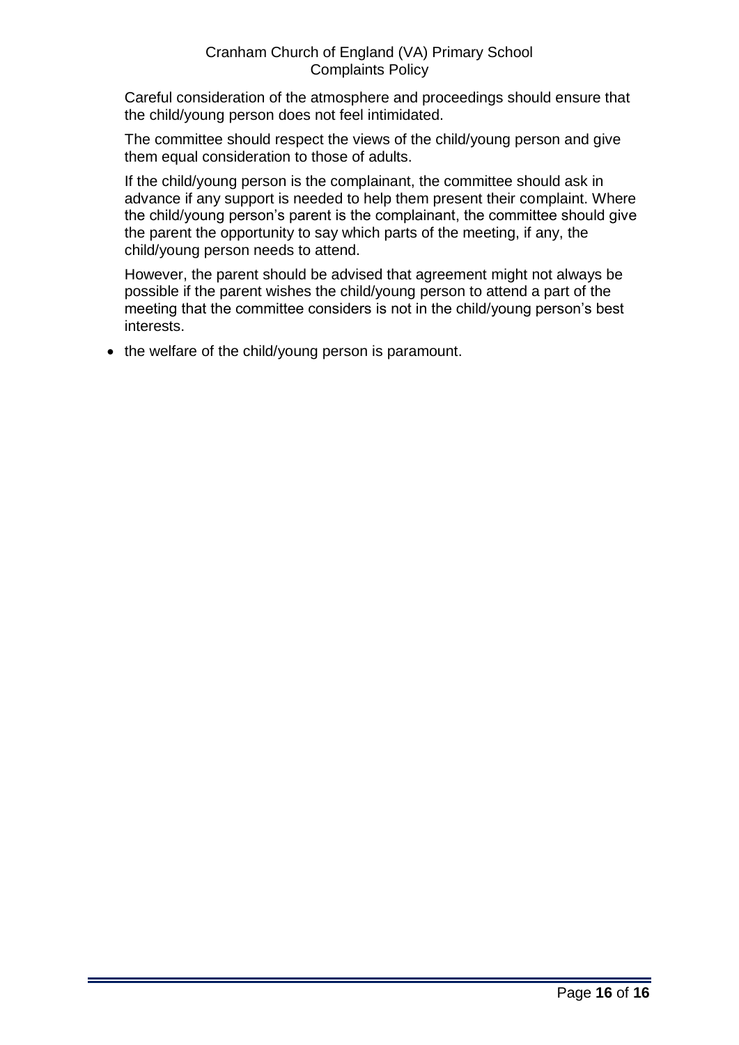Careful consideration of the atmosphere and proceedings should ensure that the child/young person does not feel intimidated.

The committee should respect the views of the child/young person and give them equal consideration to those of adults.

If the child/young person is the complainant, the committee should ask in advance if any support is needed to help them present their complaint. Where the child/young person's parent is the complainant, the committee should give the parent the opportunity to say which parts of the meeting, if any, the child/young person needs to attend.

However, the parent should be advised that agreement might not always be possible if the parent wishes the child/young person to attend a part of the meeting that the committee considers is not in the child/young person's best interests.

- the welfare of the child/young person is paramount.